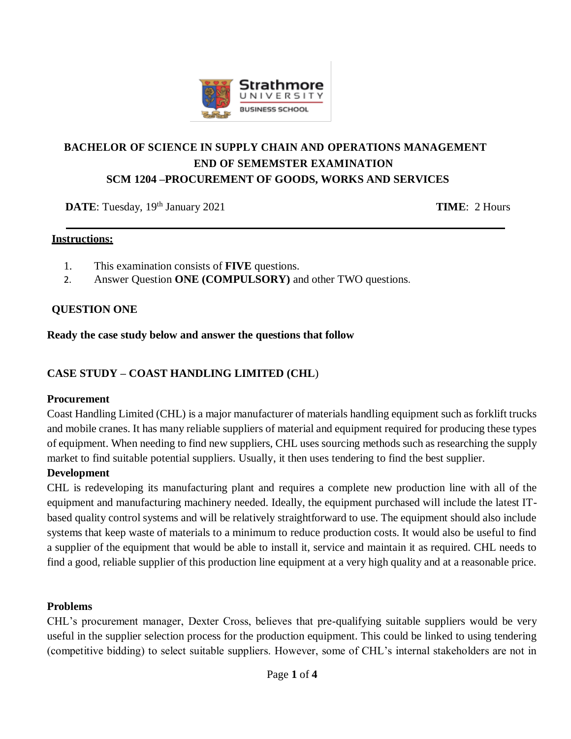**BACHELOR OF SCIENCE IN SUPPLY CHAIN AND OPERATIONS MANAGEMENT**
**END OF SEMEMSTER EXAMINATION**
**SCM 1204 –PROCUREMENT OF GOODS, WORKS AND SERVICES**

**DATE**: Tuesday, 19th January 2021 **TIME**: 2 Hours

---

**Instructions:**

1. This examination consists of **FIVE** questions.
2. Answer Question **ONE (COMPULSORY)** and other TWO questions.

## QUESTION ONE

**Ready the case study below and answer the questions that follow**

### CASE STUDY – COAST HANDLING LIMITED (CHL)

**Procurement**
Coast Handling Limited (CHL) is a major manufacturer of materials handling equipment such as forklift trucks and mobile cranes. It has many reliable suppliers of material and equipment required for producing these types of equipment. When needing to find new suppliers, CHL uses sourcing methods such as researching the supply market to find suitable potential suppliers. Usually, it then uses tendering to find the best supplier.

**Development**
CHL is redeveloping its manufacturing plant and requires a complete new production line with all of the equipment and manufacturing machinery needed. Ideally, the equipment purchased will include the latest IT-based quality control systems and will be relatively straightforward to use. The equipment should also include systems that keep waste of materials to a minimum to reduce production costs. It would also be useful to find a supplier of the equipment that would be able to install it, service and maintain it as required. CHL needs to find a good, reliable supplier of this production line equipment at a very high quality and at a reasonable price.

**Problems**
CHL's procurement manager, Dexter Cross, believes that pre-qualifying suitable suppliers would be very useful in the supplier selection process for the production equipment. This could be linked to using tendering (competitive bidding) to select suitable suppliers. However, some of CHL's internal stakeholders are not in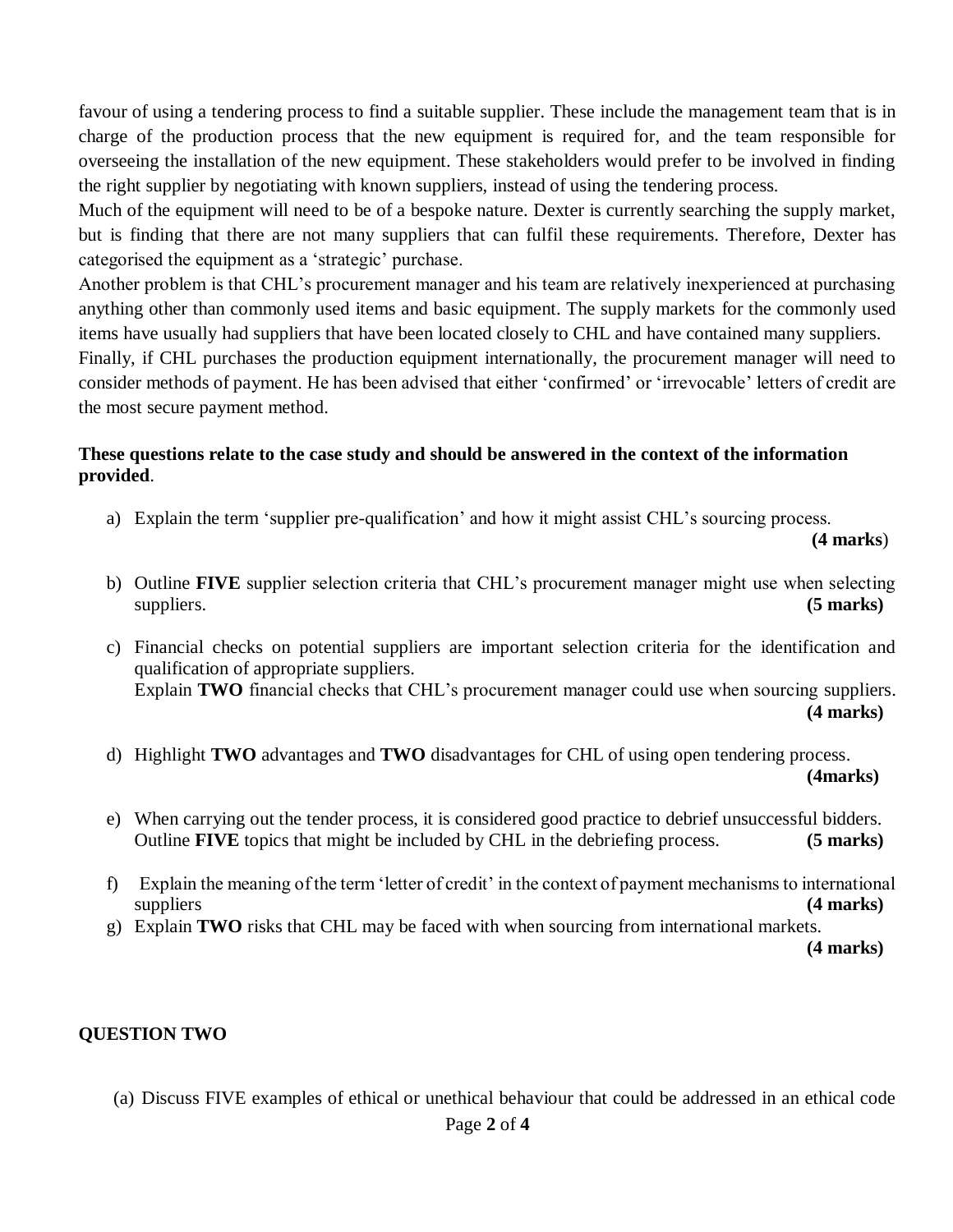favour of using a tendering process to find a suitable supplier. These include the management team that is in charge of the production process that the new equipment is required for, and the team responsible for overseeing the installation of the new equipment. These stakeholders would prefer to be involved in finding the right supplier by negotiating with known suppliers, instead of using the tendering process.

Much of the equipment will need to be of a bespoke nature. Dexter is currently searching the supply market, but is finding that there are not many suppliers that can fulfil these requirements. Therefore, Dexter has categorised the equipment as a 'strategic' purchase.

Another problem is that CHL's procurement manager and his team are relatively inexperienced at purchasing anything other than commonly used items and basic equipment. The supply markets for the commonly used items have usually had suppliers that have been located closely to CHL and have contained many suppliers.

Finally, if CHL purchases the production equipment internationally, the procurement manager will need to consider methods of payment. He has been advised that either 'confirmed' or 'irrevocable' letters of credit are the most secure payment method.

**These questions relate to the case study and should be answered in the context of the information provided**.

a) Explain the term 'supplier pre-qualification' and how it might assist CHL's sourcing process. **(4 marks**)

b) Outline **FIVE** supplier selection criteria that CHL's procurement manager might use when selecting suppliers. **(5 marks)**

c) Financial checks on potential suppliers are important selection criteria for the identification and qualification of appropriate suppliers.
Explain **TWO** financial checks that CHL's procurement manager could use when sourcing suppliers. **(4 marks)**

d) Highlight **TWO** advantages and **TWO** disadvantages for CHL of using open tendering process. **(4marks)**

e) When carrying out the tender process, it is considered good practice to debrief unsuccessful bidders. Outline **FIVE** topics that might be included by CHL in the debriefing process. **(5 marks)**

f) Explain the meaning of the term 'letter of credit' in the context of payment mechanisms to international suppliers **(4 marks)**

g) Explain **TWO** risks that CHL may be faced with when sourcing from international markets. **(4 marks)**

## QUESTION TWO

(a) Discuss FIVE examples of ethical or unethical behaviour that could be addressed in an ethical code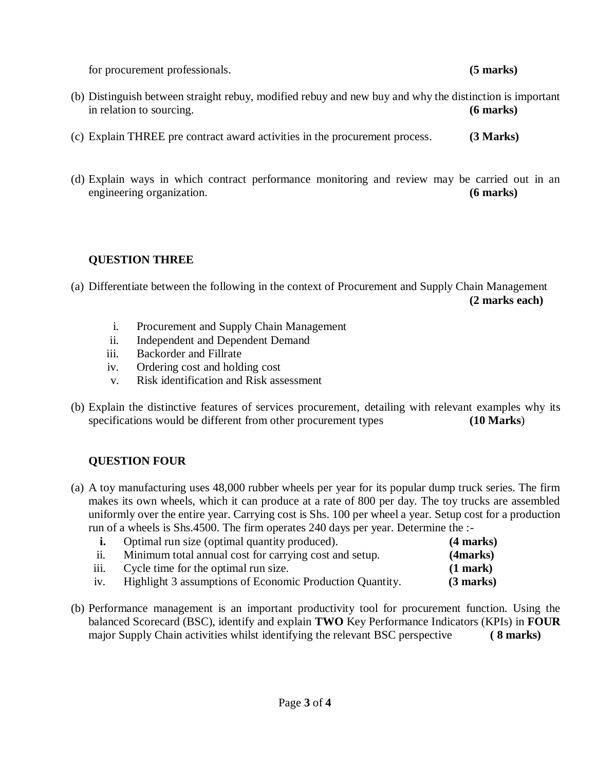for procurement professionals. **(5 marks)**

(b) Distinguish between straight rebuy, modified rebuy and new buy and why the distinction is important in relation to sourcing. **(6 marks)**

(c) Explain THREE pre contract award activities in the procurement process. **(3 Marks)**

(d) Explain ways in which contract performance monitoring and review may be carried out in an engineering organization. **(6 marks)**

## QUESTION THREE

(a) Differentiate between the following in the context of Procurement and Supply Chain Management **(2 marks each)**

i. Procurement and Supply Chain Management
ii. Independent and Dependent Demand
iii. Backorder and Fillrate
iv. Ordering cost and holding cost
v. Risk identification and Risk assessment

(b) Explain the distinctive features of services procurement, detailing with relevant examples why its specifications would be different from other procurement types **(10 Marks)**

## QUESTION FOUR

(a) A toy manufacturing uses 48,000 rubber wheels per year for its popular dump truck series. The firm makes its own wheels, which it can produce at a rate of 800 per day. The toy trucks are assembled uniformly over the entire year. Carrying cost is Shs. 100 per wheel a year. Setup cost for a production run of a wheels is Shs.4500. The firm operates 240 days per year. Determine the :-

**i.** Optimal run size (optimal quantity produced). **(4 marks)**
ii. Minimum total annual cost for carrying cost and setup. **(4marks)**
iii. Cycle time for the optimal run size. **(1 mark)**
iv. Highlight 3 assumptions of Economic Production Quantity. **(3 marks)**

(b) Performance management is an important productivity tool for procurement function. Using the balanced Scorecard (BSC), identify and explain **TWO** Key Performance Indicators (KPIs) in **FOUR** major Supply Chain activities whilst identifying the relevant BSC perspective **( 8 marks)**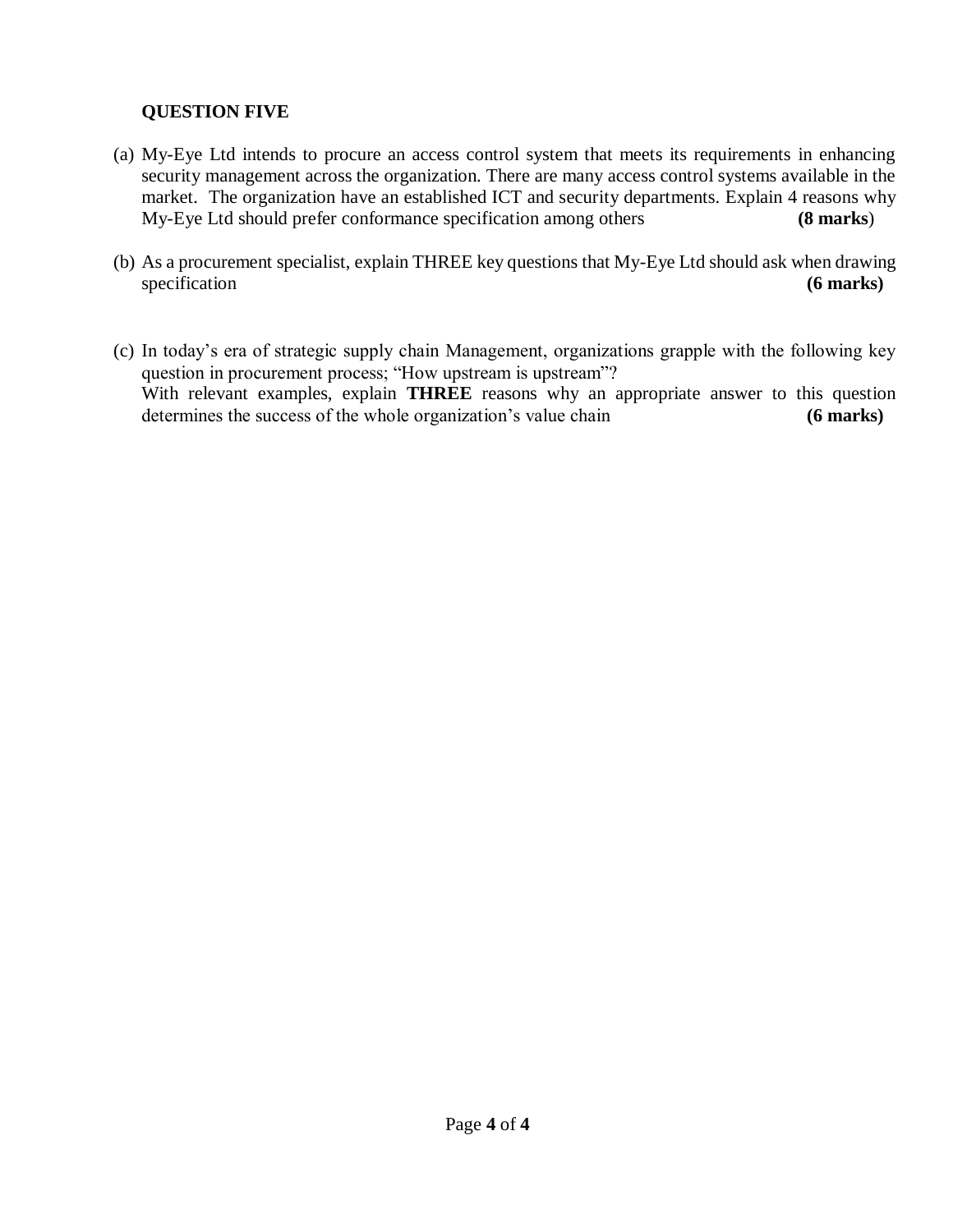**QUESTION FIVE**

(a) My-Eye Ltd intends to procure an access control system that meets its requirements in enhancing security management across the organization. There are many access control systems available in the market. The organization have an established ICT and security departments. Explain 4 reasons why My-Eye Ltd should prefer conformance specification among others **(8 marks)**

(b) As a procurement specialist, explain THREE key questions that My-Eye Ltd should ask when drawing specification **(6 marks)**

(c) In today's era of strategic supply chain Management, organizations grapple with the following key question in procurement process; "How upstream is upstream"?
With relevant examples, explain **THREE** reasons why an appropriate answer to this question determines the success of the whole organization's value chain **(6 marks)**